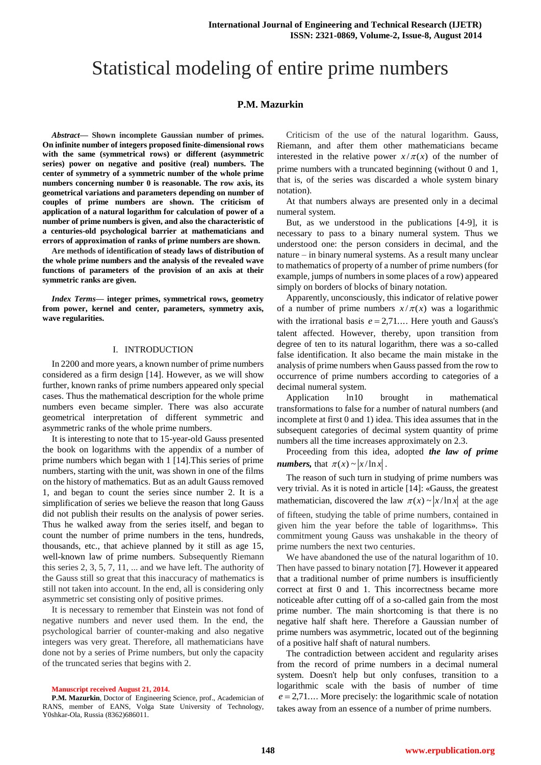# Statistical modeling of entire prime numbers

**P.M. Mazurkin**

***Abstract*— Shown incomplete Gaussian number of primes. On infinite number of integers proposed finite-dimensional rows with the same (symmetrical rows) or different (asymmetric series) power on negative and positive (real) numbers. The center of symmetry of a symmetric number of the whole prime numbers concerning number 0 is reasonable. The row axis, its geometrical variations and parameters depending on number of couples of prime numbers are shown. The criticism of application of a natural logarithm for calculation of power of a number of prime numbers is given, and also the characteristic of a centuries-old psychological barrier at mathematicians and errors of approximation of ranks of prime numbers are shown.**

**Are methods of identification of steady laws of distribution of the whole prime numbers and the analysis of the revealed wave functions of parameters of the provision of an axis at their symmetric ranks are given.**

***Index Terms*— integer primes, symmetrical rows, geometry from power, kernel and center, parameters, symmetry axis, wave regularities.**

## I. INTRODUCTION

In 2200 and more years, a known number of prime numbers considered as a firm design [14]. However, as we will show further, known ranks of prime numbers appeared only special cases. Thus the mathematical description for the whole prime numbers even became simpler. There was also accurate geometrical interpretation of different symmetric and asymmetric ranks of the whole prime numbers.

It is interesting to note that to 15-year-old Gauss presented the book on logarithms with the appendix of a number of prime numbers which began with 1 [14].This series of prime numbers, starting with the unit, was shown in one of the films on the history of mathematics. But as an adult Gauss removed 1, and began to count the series since number 2. It is a simplification of series we believe the reason that long Gauss did not publish their results on the analysis of power series. Thus he walked away from the series itself, and began to count the number of prime numbers in the tens, hundreds, thousands, etc., that achieve planned by it still as age 15, well-known law of prime numbers. Subsequently Riemann this series 2, 3, 5, 7, 11, ... and we have left. The authority of the Gauss still so great that this inaccuracy of mathematics is still not taken into account. In the end, all is considering only asymmetric set consisting only of positive primes.

It is necessary to remember that Einstein was not fond of negative numbers and never used them. In the end, the psychological barrier of counter-making and also negative integers was very great. Therefore, all mathematicians have done not by a series of Prime numbers, but only the capacity of the truncated series that begins with 2.

**Manuscript received August 21, 2014.**

**P.M. Mazurkin**, Doctor of Engineering Science, prof., Academician of RANS, member of EANS, Volga State University of Technology, Y0shkar-Ola, Russia (8362)686011.

Criticism of the use of the natural logarithm. Gauss, Riemann, and after them other mathematicians became interested in the relative power $x/\pi(x)$ of the number of prime numbers with a truncated beginning (without 0 and 1, that is, of the series was discarded a whole system binary notation).

At that numbers always are presented only in a decimal numeral system.

But, as we understood in the publications [4-9], it is necessary to pass to a binary numeral system. Thus we understood one: the person considers in decimal, and the nature – in binary numeral systems. As a result many unclear to mathematics of property of a number of prime numbers (for example, jumps of numbers in some places of a row) appeared simply on borders of blocks of binary notation.

Apparently, unconsciously, this indicator of relative power of a number of prime numbers $x/\pi(x)$ was a logarithmic with the irrational basis $e = 2{,}71\ldots$. Here youth and Gauss's talent affected. However, thereby, upon transition from degree of ten to its natural logarithm, there was a so-called false identification. It also became the main mistake in the analysis of prime numbers when Gauss passed from the row to occurrence of prime numbers according to categories of a decimal numeral system.

Application ln10 brought in mathematical transformations to false for a number of natural numbers (and incomplete at first 0 and 1) idea. This idea assumes that in the subsequent categories of decimal system quantity of prime numbers all the time increases approximately on 2.3.

Proceeding from this idea, adopted ***the law of prime numbers,*** that $\pi(x) \sim |x/\ln x|$.

The reason of such turn in studying of prime numbers was very trivial. As it is noted in article [14]: «Gauss, the greatest mathematician, discovered the law $\pi(x) \sim |x/\ln x|$ at the age of fifteen, studying the table of prime numbers, contained in given him the year before the table of logarithms». This commitment young Gauss was unshakable in the theory of prime numbers the next two centuries.

We have abandoned the use of the natural logarithm of 10. Then have passed to binary notation [7]. However it appeared that a traditional number of prime numbers is insufficiently correct at first 0 and 1. This incorrectness became more noticeable after cutting off of a so-called gain from the most prime number. The main shortcoming is that there is no negative half shaft here. Therefore a Gaussian number of prime numbers was asymmetric, located out of the beginning of a positive half shaft of natural numbers.

The contradiction between accident and regularity arises from the record of prime numbers in a decimal numeral system. Doesn't help but only confuses, transition to a logarithmic scale with the basis of number of time $e = 2{,}71\ldots$. More precisely: the logarithmic scale of notation takes away from an essence of a number of prime numbers.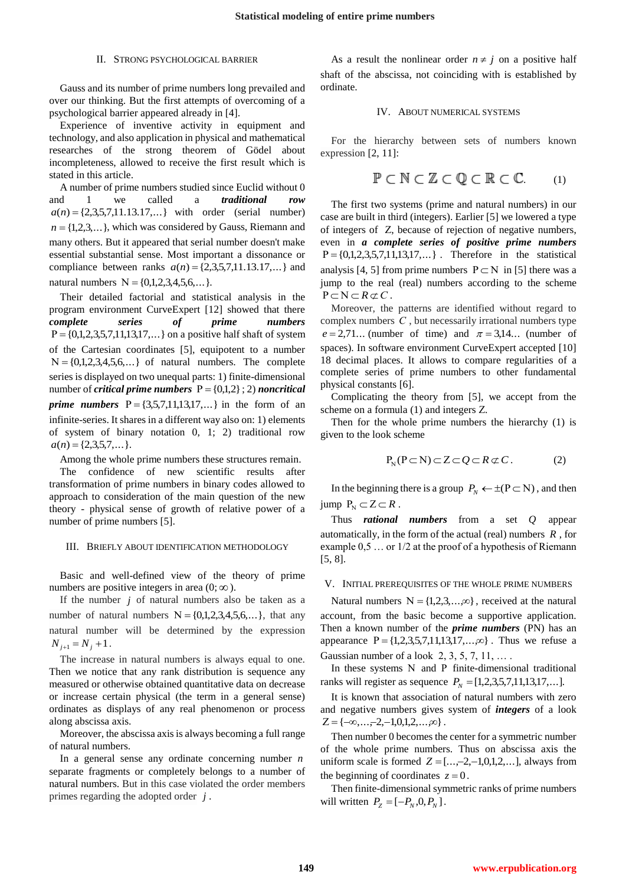## II. Strong Psychological Barrier

Gauss and its number of prime numbers long prevailed and over our thinking. But the first attempts of overcoming of a psychological barrier appeared already in [4].

Experience of inventive activity in equipment and technology, and also application in physical and mathematical researches of the strong theorem of Gödel about incompleteness, allowed to receive the first result which is stated in this article.

A number of prime numbers studied since Euclid without 0 and 1 we called a ***traditional row*** $a(n) = \{2,3,5,7,11.13.17,\dots\}$ with order (serial number) $n = \{1,2,3,\dots\}$, which was considered by Gauss, Riemann and many others. But it appeared that serial number doesn't make essential substantial sense. Most important a dissonance or compliance between ranks $a(n) = \{2,3,5,7,11.13.17,\dots\}$ and natural numbers $N = \{0,1,2,3,4,5,6,\dots\}$.

Their detailed factorial and statistical analysis in the program environment CurveExpert [12] showed that there ***complete series of prime numbers*** $P = \{0,1,2,3,5,7,11,13,17,\dots\}$ on a positive half shaft of system of the Cartesian coordinates [5], equipotent to a number $N = \{0,1,2,3,4,5,6,\dots\}$ of natural numbers. The complete series is displayed on two unequal parts: 1) finite-dimensional number of ***critical prime numbers*** $P = \{0,1,2\}$; 2) ***noncritical prime numbers*** $P = \{3,5,7,11,13,17,\dots\}$ in the form of an infinite-series. It shares in a different way also on: 1) elements of system of binary notation 0, 1; 2) traditional row $a(n) = \{2,3,5,7,\dots\}$.

Among the whole prime numbers these structures remain.

The confidence of new scientific results after transformation of prime numbers in binary codes allowed to approach to consideration of the main question of the new theory - physical sense of growth of relative power of a number of prime numbers [5].

## III. Briefly About Identification Methodology

Basic and well-defined view of the theory of prime numbers are positive integers in area $(0;\infty)$.

If the number $j$ of natural numbers also be taken as a number of natural numbers $N = \{0,1,2,3,4,5,6,\dots\}$, that any natural number will be determined by the expression $N_{j+1} = N_j + 1$.

The increase in natural numbers is always equal to one. Then we notice that any rank distribution is sequence any measured or otherwise obtained quantitative data on decrease or increase certain physical (the term in a general sense) ordinates as displays of any real phenomenon or process along abscissa axis.

Moreover, the abscissa axis is always becoming a full range of natural numbers.

In a general sense any ordinate concerning number $n$ separate fragments or completely belongs to a number of natural numbers. But in this case violated the order members primes regarding the adopted order $j$.

As a result the nonlinear order $n \neq j$ on a positive half shaft of the abscissa, not coinciding with is established by ordinate.

## IV. About Numerical Systems

For the hierarchy between sets of numbers known expression [2, 11]:

$$\mathbb{P} \subset \mathbb{N} \subset \mathbb{Z} \subset \mathbb{Q} \subset \mathbb{R} \subset \mathbb{C}. \qquad (1)$$

The first two systems (prime and natural numbers) in our case are built in third (integers). Earlier [5] we lowered a type of integers of $Z$, because of rejection of negative numbers, even in ***a complete series of positive prime numbers*** $P = \{0,1,2,3,5,7,11,13,17,\dots\}$. Therefore in the statistical analysis [4, 5] from prime numbers $P \subset N$ in [5] there was a jump to the real (real) numbers according to the scheme $P \subset N \subset R \not\subset C$.

Moreover, the patterns are identified without regard to complex numbers $C$, but necessarily irrational numbers type $e = 2{,}71\dots$ (number of time) and $\pi = 3{,}14\dots$ (number of spaces). In software environment CurveExpert accepted [10] 18 decimal places. It allows to compare regularities of a complete series of prime numbers to other fundamental physical constants [6].

Complicating the theory from [5], we accept from the scheme on a formula (1) and integers $Z$.

Then for the whole prime numbers the hierarchy (1) is given to the look scheme

$$P_N(P \subset N) \subset Z \subset Q \subset R \not\subset C. \qquad (2)$$

In the beginning there is a group $P_N \leftarrow \pm(P \subset N)$, and then jump $P_N \subset Z \subset R$.

Thus ***rational numbers*** from a set $Q$ appear automatically, in the form of the actual (real) numbers $R$, for example 0,5 … or 1/2 at the proof of a hypothesis of Riemann [5, 8].

## V. Initial Prerequisites of the Whole Prime Numbers

Natural numbers $N = \{1,2,3,\dots,\infty\}$, received at the natural account, from the basic become a supportive application. Then a known number of the ***prime numbers*** (PN) has an appearance $P = \{1,2,3,5,7,11,13,17,\dots,\infty\}$. Thus we refuse a Gaussian number of a look 2, 3, 5, 7, 11, … .

In these systems N and P finite-dimensional traditional ranks will register as sequence $P_N = [1,2,3,5,7,11,13,17,\dots]$.

It is known that association of natural numbers with zero and negative numbers gives system of ***integers*** of a look $Z = \{-\infty,\dots,-2,-1,0,1,2,\dots,\infty\}$.

Then number 0 becomes the center for a symmetric number of the whole prime numbers. Thus on abscissa axis the uniform scale is formed $Z = [\dots,-2,-1,0,1,2,\dots]$, always from the beginning of coordinates $z = 0$.

Then finite-dimensional symmetric ranks of prime numbers will written $P_Z = [-P_N, 0, P_N]$.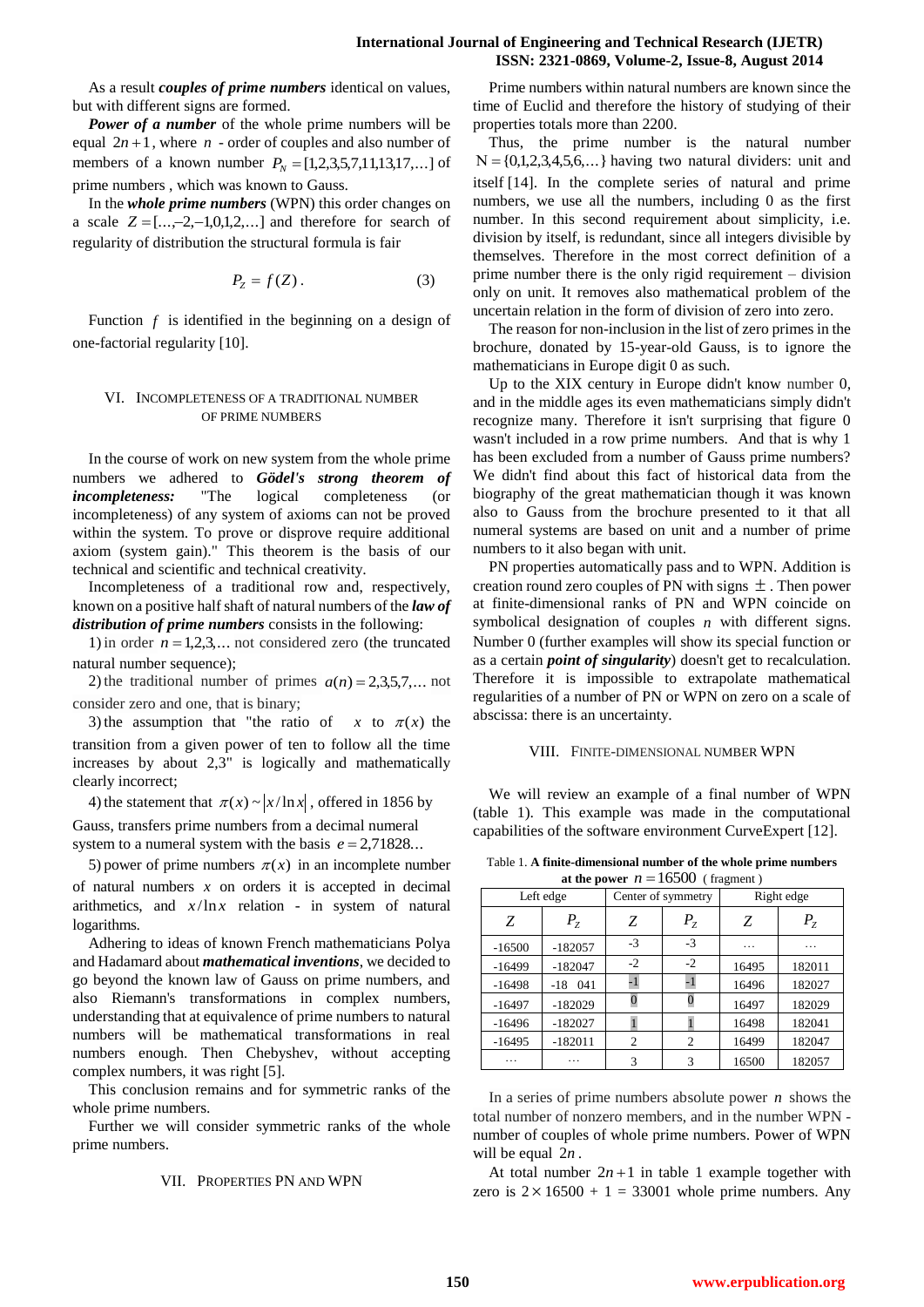As a result ***couples of prime numbers*** identical on values, but with different signs are formed.

***Power of a number*** of the whole prime numbers will be equal $2n+1$, where $n$ - order of couples and also number of members of a known number $P_N = [1,2,3,5,7,11,13,17,\ldots]$ of prime numbers , which was known to Gauss.

In the ***whole prime numbers*** (WPN) this order changes on a scale $Z = [\ldots,-2,-1,0,1,2,\ldots]$ and therefore for search of regularity of distribution the structural formula is fair

$$P_Z = f(Z). \qquad (3)$$

Function $f$ is identified in the beginning on a design of one-factorial regularity [10].

## VI. Incompleteness of a Traditional Number of Prime Numbers

In the course of work on new system from the whole prime numbers we adhered to ***Gödel's strong theorem of incompleteness:*** "The logical completeness (or incompleteness) of any system of axioms can not be proved within the system. To prove or disprove require additional axiom (system gain)." This theorem is the basis of our technical and scientific and technical creativity.

Incompleteness of a traditional row and, respectively, known on a positive half shaft of natural numbers of the ***law of distribution of prime numbers*** consists in the following:

1) in order $n = 1,2,3,\ldots$ not considered zero (the truncated natural number sequence);

2) the traditional number of primes $a(n) = 2,3,5,7,\ldots$ not consider zero and one, that is binary;

3) the assumption that "the ratio of $x$ to $\pi(x)$ the transition from a given power of ten to follow all the time increases by about 2,3" is logically and mathematically clearly incorrect;

4) the statement that $\pi(x) \sim |x/\ln x|$, offered in 1856 by Gauss, transfers prime numbers from a decimal numeral system to a numeral system with the basis $e = 2,71828\ldots$

5) power of prime numbers $\pi(x)$ in an incomplete number of natural numbers $x$ on orders it is accepted in decimal arithmetics, and $x/\ln x$ relation - in system of natural logarithms.

Adhering to ideas of known French mathematicians Polya and Hadamard about ***mathematical inventions***, we decided to go beyond the known law of Gauss on prime numbers, and also Riemann's transformations in complex numbers, understanding that at equivalence of prime numbers to natural numbers will be mathematical transformations in real numbers enough. Then Chebyshev, without accepting complex numbers, it was right [5].

This conclusion remains and for symmetric ranks of the whole prime numbers.

Further we will consider symmetric ranks of the whole prime numbers.

## VII. Properties PN and WPN

Prime numbers within natural numbers are known since the time of Euclid and therefore the history of studying of their properties totals more than 2200.

Thus, the prime number is the natural number $N = \{0,1,2,3,4,5,6,\ldots\}$ having two natural dividers: unit and itself [14]. In the complete series of natural and prime numbers, we use all the numbers, including 0 as the first number. In this second requirement about simplicity, i.e. division by itself, is redundant, since all integers divisible by themselves. Therefore in the most correct definition of a prime number there is the only rigid requirement – division only on unit. It removes also mathematical problem of the uncertain relation in the form of division of zero into zero.

The reason for non-inclusion in the list of zero primes in the brochure, donated by 15-year-old Gauss, is to ignore the mathematicians in Europe digit 0 as such.

Up to the XIX century in Europe didn't know number 0, and in the middle ages its even mathematicians simply didn't recognize many. Therefore it isn't surprising that figure 0 wasn't included in a row prime numbers. And that is why 1 has been excluded from a number of Gauss prime numbers? We didn't find about this fact of historical data from the biography of the great mathematician though it was known also to Gauss from the brochure presented to it that all numeral systems are based on unit and a number of prime numbers to it also began with unit.

PN properties automatically pass and to WPN. Addition is creation round zero couples of PN with signs $\pm$. Then power at finite-dimensional ranks of PN and WPN coincide on symbolical designation of couples $n$ with different signs. Number 0 (further examples will show its special function or as a certain ***point of singularity***) doesn't get to recalculation. Therefore it is impossible to extrapolate mathematical regularities of a number of PN or WPN on zero on a scale of abscissa: there is an uncertainty.

## VIII. Finite-Dimensional Number WPN

We will review an example of a final number of WPN (table 1). This example was made in the computational capabilities of the software environment CurveExpert [12].

Table 1. **A finite-dimensional number of the whole prime numbers at the power** $n = 16500$ ( fragment )

| Left edge | | Center of symmetry | | Right edge | |
|---|---|---|---|---|---|
| $Z$ | $P_Z$ | $Z$ | $P_Z$ | $Z$ | $P_Z$ |
| -16500 | -182057 | -3 | -3 | … | … |
| -16499 | -182047 | -2 | -2 | 16495 | 182011 |
| -16498 | -18 041 | -1 | -1 | 16496 | 182027 |
| -16497 | -182029 | 0 | 0 | 16497 | 182029 |
| -16496 | -182027 | 1 | 1 | 16498 | 182041 |
| -16495 | -182011 | 2 | 2 | 16499 | 182047 |
| … | … | 3 | 3 | 16500 | 182057 |

In a series of prime numbers absolute power $n$ shows the total number of nonzero members, and in the number WPN - number of couples of whole prime numbers. Power of WPN will be equal $2n$.

At total number $2n+1$ in table 1 example together with zero is $2 \times 16500 + 1 = 33001$ whole prime numbers. Any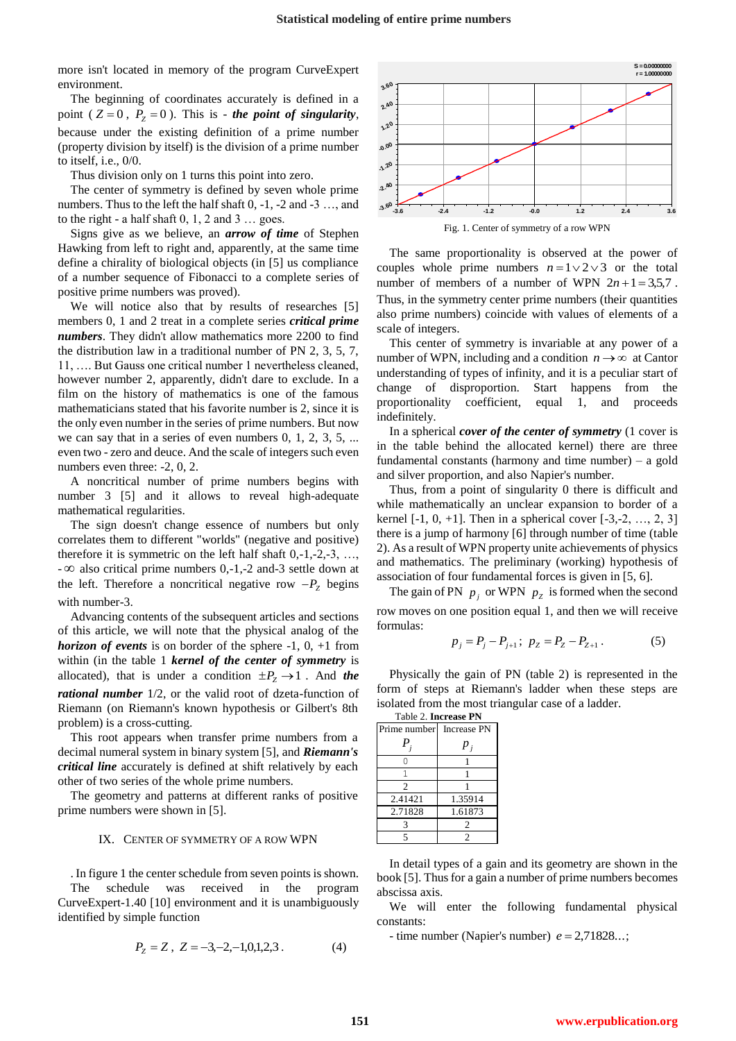more isn't located in memory of the program CurveExpert environment.

The beginning of coordinates accurately is defined in a point ( $Z = 0$ , $P_Z = 0$ ). This is - ***the point of singularity***, because under the existing definition of a prime number (property division by itself) is the division of a prime number to itself, i.e., 0/0.

Thus division only on 1 turns this point into zero.

The center of symmetry is defined by seven whole prime numbers. Thus to the left the half shaft 0, -1, -2 and -3 …, and to the right - a half shaft 0, 1, 2 and 3 … goes.

Signs give as we believe, an ***arrow of time*** of Stephen Hawking from left to right and, apparently, at the same time define a chirality of biological objects (in [5] us compliance of a number sequence of Fibonacci to a complete series of positive prime numbers was proved).

We will notice also that by results of researches [5] members 0, 1 and 2 treat in a complete series ***critical prime numbers***. They didn't allow mathematics more 2200 to find the distribution law in a traditional number of PN 2, 3, 5, 7, 11, …. But Gauss one critical number 1 nevertheless cleaned, however number 2, apparently, didn't dare to exclude. In a film on the history of mathematics is one of the famous mathematicians stated that his favorite number is 2, since it is the only even number in the series of prime numbers. But now we can say that in a series of even numbers 0, 1, 2, 3, 5, ... even two - zero and deuce. And the scale of integers such even numbers even three: -2, 0, 2.

A noncritical number of prime numbers begins with number 3 [5] and it allows to reveal high-adequate mathematical regularities.

The sign doesn't change essence of numbers but only correlates them to different "worlds" (negative and positive) therefore it is symmetric on the left half shaft 0,-1,-2,-3, …, $-\infty$ also critical prime numbers 0,-1,-2 and-3 settle down at the left. Therefore a noncritical negative row $-P_Z$ begins with number-3.

Advancing contents of the subsequent articles and sections of this article, we will note that the physical analog of the ***horizon of events*** is on border of the sphere -1, 0, +1 from within (in the table 1 ***kernel of the center of symmetry*** is allocated), that is under a condition $\pm P_Z \to 1$ . And ***the rational number*** 1/2, or the valid root of dzeta-function of Riemann (on Riemann's known hypothesis or Gilbert's 8th problem) is a cross-cutting.

This root appears when transfer prime numbers from a decimal numeral system in binary system [5], and ***Riemann's critical line*** accurately is defined at shift relatively by each other of two series of the whole prime numbers.

The geometry and patterns at different ranks of positive prime numbers were shown in [5].

## IX. Center of Symmetry of a Row WPN

. In figure 1 the center schedule from seven points is shown.

The schedule was received in the program CurveExpert-1.40 [10] environment and it is unambiguously identified by simple function

$$P_Z = Z\,,\; Z = -3,-2,-1,0,1,2,3\,. \qquad (4)$$

S = 0.00000000
r = 1.00000000
3.60
2.40
1.20
0.00
-1.20
-2.40
-3.60
-3.6
-2.4
-1.2
-0.0
1.2
2.4
3.6

Fig. 1. Center of symmetry of a row WPN

The same proportionality is observed at the power of couples whole prime numbers $n = 1 \vee 2 \vee 3$ or the total number of members of a number of WPN $2n+1 = 3{,}5{,}7$ . Thus, in the symmetry center prime numbers (their quantities also prime numbers) coincide with values of elements of a scale of integers.

This center of symmetry is invariable at any power of a number of WPN, including and a condition $n \to \infty$ at Cantor understanding of types of infinity, and it is a peculiar start of change of disproportion. Start happens from the proportionality coefficient, equal 1, and proceeds indefinitely.

In a spherical ***cover of the center of symmetry*** (1 cover is in the table behind the allocated kernel) there are three fundamental constants (harmony and time number) – a gold and silver proportion, and also Napier's number.

Thus, from a point of singularity 0 there is difficult and while mathematically an unclear expansion to border of a kernel [-1, 0, +1]. Then in a spherical cover [-3,-2, …, 2, 3] there is a jump of harmony [6] through number of time (table 2). As a result of WPN property unite achievements of physics and mathematics. The preliminary (working) hypothesis of association of four fundamental forces is given in [5, 6].

The gain of PN $p_j$ or WPN $p_Z$ is formed when the second row moves on one position equal 1, and then we will receive formulas:

$$p_j = P_j - P_{j+1}\,;\;\; p_Z = P_Z - P_{Z+1}\,. \qquad (5)$$

Physically the gain of PN (table 2) is represented in the form of steps at Riemann's ladder when these steps are isolated from the most triangular case of a ladder.

Table 2. **Increase PN**

| Prime number $P_j$ | Increase PN $p_j$ |
|---|---|
| 0 | 1 |
| 1 | 1 |
| 2 | 1 |
| 2.41421 | 1.35914 |
| 2.71828 | 1.61873 |
| 3 | 2 |
| 5 | 2 |

In detail types of a gain and its geometry are shown in the book [5]. Thus for a gain a number of prime numbers becomes abscissa axis.

We will enter the following fundamental physical constants:

- time number (Napier's number) $e = 2{,}71828...$;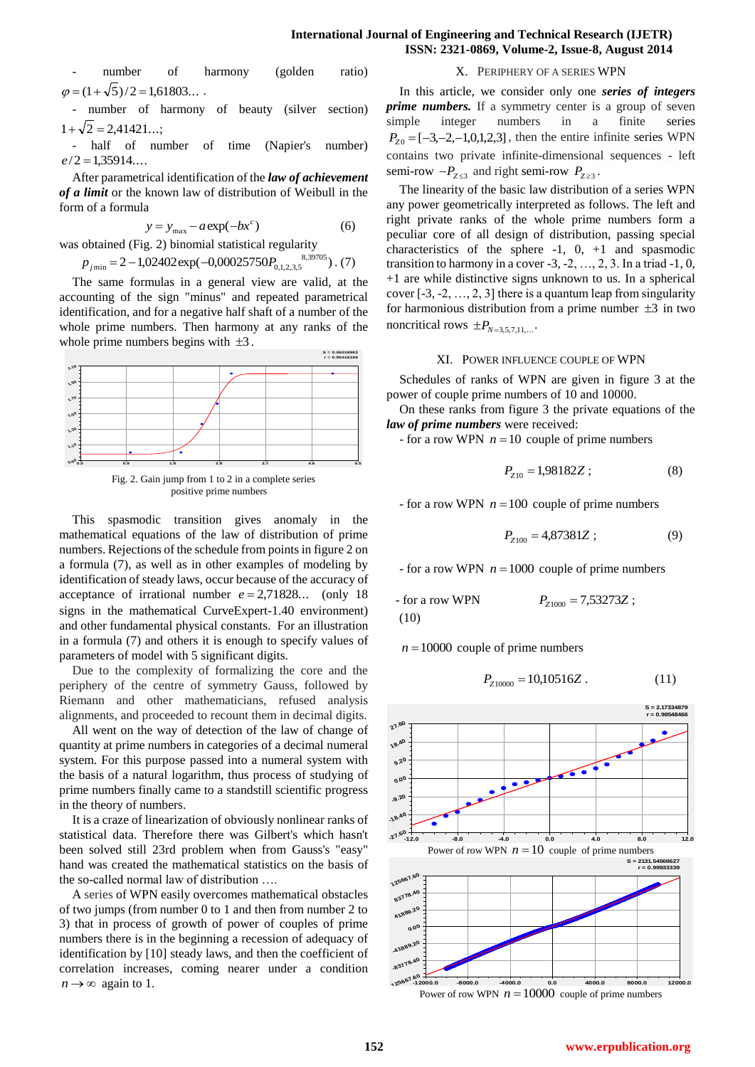- number of harmony (golden ratio) $\varphi = (1+\sqrt{5})/2 = 1{,}61803...$ .

- number of harmony of beauty (silver section) $1+\sqrt{2} = 2{,}41421...$;

- half of number of time (Napier's number) $e/2 = 1{,}35914...$.

After parametrical identification of the ***law of achievement of a limit*** or the known law of distribution of Weibull in the form of a formula

$$y = y_{\max} - a\exp(-bx^c) \qquad (6)$$

was obtained (Fig. 2) binomial statistical regularity

$$p_{j\min} = 2 - 1{,}02402\exp(-0{,}00025750 P_{0,1,2,3,5}^{\;8{,}39705}) . \ (7)$$

The same formulas in a general view are valid, at the accounting of the sign "minus" and repeated parametrical identification, and for a negative half shaft of a number of the whole prime numbers. Then harmony at any ranks of the whole prime numbers begins with $\pm 3$.

S = 0.06018983
r = 0.99416188

2.10, 1.90, 1.70, 1.50, 1.30, 1.10, 0.90
0.0, 0.9, 1.8, 2.8, 3.7, 4.6, 5.5

Fig. 2. Gain jump from 1 to 2 in a complete series positive prime numbers

This spasmodic transition gives anomaly in the mathematical equations of the law of distribution of prime numbers. Rejections of the schedule from points in figure 2 on a formula (7), as well as in other examples of modeling by identification of steady laws, occur because of the accuracy of acceptance of irrational number $e = 2{,}71828...$ (only 18 signs in the mathematical CurveExpert-1.40 environment) and other fundamental physical constants. For an illustration in a formula (7) and others it is enough to specify values of parameters of model with 5 significant digits.

Due to the complexity of formalizing the core and the periphery of the centre of symmetry Gauss, followed by Riemann and other mathematicians, refused analysis alignments, and proceeded to recount them in decimal digits.

All went on the way of detection of the law of change of quantity at prime numbers in categories of a decimal numeral system. For this purpose passed into a numeral system with the basis of a natural logarithm, thus process of studying of prime numbers finally came to a standstill scientific progress in the theory of numbers.

It is a craze of linearization of obviously nonlinear ranks of statistical data. Therefore there was Gilbert's which hasn't been solved still 23rd problem when from Gauss's "easy" hand was created the mathematical statistics on the basis of the so-called normal law of distribution ….

A series of WPN easily overcomes mathematical obstacles of two jumps (from number 0 to 1 and then from number 2 to 3) that in process of growth of power of couples of prime numbers there is in the beginning a recession of adequacy of identification by [10] steady laws, and then the coefficient of correlation increases, coming nearer under a condition $n \to \infty$ again to 1.

## X. Periphery of a series WPN

In this article, we consider only one ***series of integers prime numbers.*** If a symmetry center is a group of seven simple integer numbers in a finite series $P_{Z0} = [-3,-2,-1,0,1,2,3]$, then the entire infinite series WPN contains two private infinite-dimensional sequences - left semi-row $-P_{Z\le 3}$ and right semi-row $P_{Z\ge 3}$.

The linearity of the basic law distribution of a series WPN any power geometrically interpreted as follows. The left and right private ranks of the whole prime numbers form a peculiar core of all design of distribution, passing special characteristics of the sphere -1, 0, +1 and spasmodic transition to harmony in a cover -3, -2, …, 2, 3. In a triad -1, 0, +1 are while distinctive signs unknown to us. In a spherical cover [-3, -2, …, 2, 3] there is a quantum leap from singularity for harmonious distribution from a prime number $\pm 3$ in two noncritical rows $\pm P_{N=3,5,7,11,...}$.

## XI. Power influence couple of WPN

Schedules of ranks of WPN are given in figure 3 at the power of couple prime numbers of 10 and 10000.

On these ranks from figure 3 the private equations of the ***law of prime numbers*** were received:

- for a row WPN $n = 10$ couple of prime numbers

$$P_{Z10} = 1{,}98182Z ; \qquad (8)$$

- for a row WPN $n = 100$ couple of prime numbers

$$P_{Z100} = 4{,}87381Z ; \qquad (9)$$

- for a row WPN $n = 1000$ couple of prime numbers

$$P_{Z1000} = 7{,}53273Z ; \qquad (10)$$

- for a row WPN $n = 10000$ couple of prime numbers

$$P_{Z10000} = 10{,}10516Z . \qquad (11)$$

S = 2.17334879
r = 0.98548466

27.60, 18.40, 9.20, 0.00, -9.20, -18.40, -27.60
-12.0, -8.0, -4.0, 0.0, 4.0, 8.0, 12.0

Power of row WPN $n = 10$ couple of prime numbers

S = 2131.54568627
r = 0.99933339

125667.60, 83778.40, 41889.20, 0.00, -41889.20, -83778.40, -125667.60
-12000.0, -8000.0, -4000.0, 0.0, 4000.0, 8000.0, 12000.0

Power of row WPN $n = 10000$ couple of prime numbers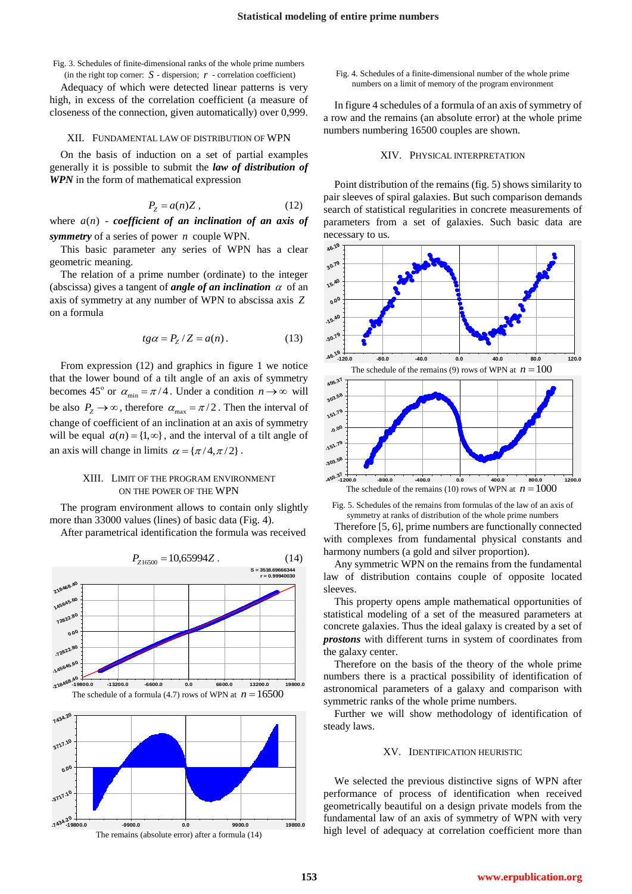Fig. 3. Schedules of finite-dimensional ranks of the whole prime numbers (in the right top corner: $S$ - dispersion; $r$ - correlation coefficient)

Adequacy of which were detected linear patterns is very high, in excess of the correlation coefficient (a measure of closeness of the connection, given automatically) over 0,999.

## XII. Fundamental Law of Distribution of WPN

On the basis of induction on a set of partial examples generally it is possible to submit the ***law of distribution of WPN*** in the form of mathematical expression

$$P_Z = a(n)Z\,, \qquad (12)$$

where $a(n)$ - ***coefficient of an inclination of an axis of symmetry*** of a series of power $n$ couple WPN.

This basic parameter any series of WPN has a clear geometric meaning.

The relation of a prime number (ordinate) to the integer (abscissa) gives a tangent of ***angle of an inclination*** $\alpha$ of an axis of symmetry at any number of WPN to abscissa axis $Z$ on a formula

$$tg\alpha = P_Z / Z = a(n)\,. \qquad (13)$$

From expression (12) and graphics in figure 1 we notice that the lower bound of a tilt angle of an axis of symmetry becomes 45° or $\alpha_{\min} = \pi/4$. Under a condition $n \to \infty$ will be also $P_Z \to \infty$, therefore $\alpha_{\max} = \pi/2$. Then the interval of change of coefficient of an inclination at an axis of symmetry will be equal $a(n) = \{1, \infty\}$, and the interval of a tilt angle of an axis will change in limits $\alpha = \{\pi/4, \pi/2\}$.

## XIII. Limit of the Program Environment on the Power of the WPN

The program environment allows to contain only slightly more than 33000 values (lines) of basic data (Fig. 4).

After parametrical identification the formula was received

$$P_{Z16500} = 10{,}65994Z\,. \qquad (14)$$

S = 3518.69666344
r = 0.99940030
218468.40
145645.60
72822.80
0.00
-72822.80
-145645.60
-218468.40
-19800.0 -13200.0 -6600.0 0.0 6600.0 13200.0 19800.0

The schedule of a formula (4.7) rows of WPN at $n = 16500$

7434.20
3717.10
0.00
-3717.10
-7434.20
-19800.0 -9900.0 0.0 9900.0 19800.0

The remains (absolute error) after a formula (14)

Fig. 4. Schedules of a finite-dimensional number of the whole prime numbers on a limit of memory of the program environment

In figure 4 schedules of a formula of an axis of symmetry of a row and the remains (an absolute error) at the whole prime numbers numbering 16500 couples are shown.

## XIV. Physical Interpretation

Point distribution of the remains (fig. 5) shows similarity to pair sleeves of spiral galaxies. But such comparison demands search of statistical regularities in concrete measurements of parameters from a set of galaxies. Such basic data are necessary to us.

46.19
30.79
15.40
0.00
-15.40
-30.79
-46.19
-120.0 -80.0 -40.0 0.0 40.0 80.0 120.0

The schedule of the remains (9) rows of WPN at $n = 100$

455.37
303.58
151.79
-0.00
-151.79
-303.58
-455.37
-1200.0 -800.0 -400.0 0.0 400.0 800.0 1200.0

The schedule of the remains (10) rows of WPN at $n = 1000$

Fig. 5. Schedules of the remains from formulas of the law of an axis of symmetry at ranks of distribution of the whole prime numbers

Therefore [5, 6], prime numbers are functionally connected with complexes from fundamental physical constants and harmony numbers (a gold and silver proportion).

Any symmetric WPN on the remains from the fundamental law of distribution contains couple of opposite located sleeves.

This property opens ample mathematical opportunities of statistical modeling of a set of the measured parameters at concrete galaxies. Thus the ideal galaxy is created by a set of ***prostons*** with different turns in system of coordinates from the galaxy center.

Therefore on the basis of the theory of the whole prime numbers there is a practical possibility of identification of astronomical parameters of a galaxy and comparison with symmetric ranks of the whole prime numbers.

Further we will show methodology of identification of steady laws.

## XV. Identification Heuristic

We selected the previous distinctive signs of WPN after performance of process of identification when received geometrically beautiful on a design private models from the fundamental law of an axis of symmetry of WPN with very high level of adequacy at correlation coefficient more than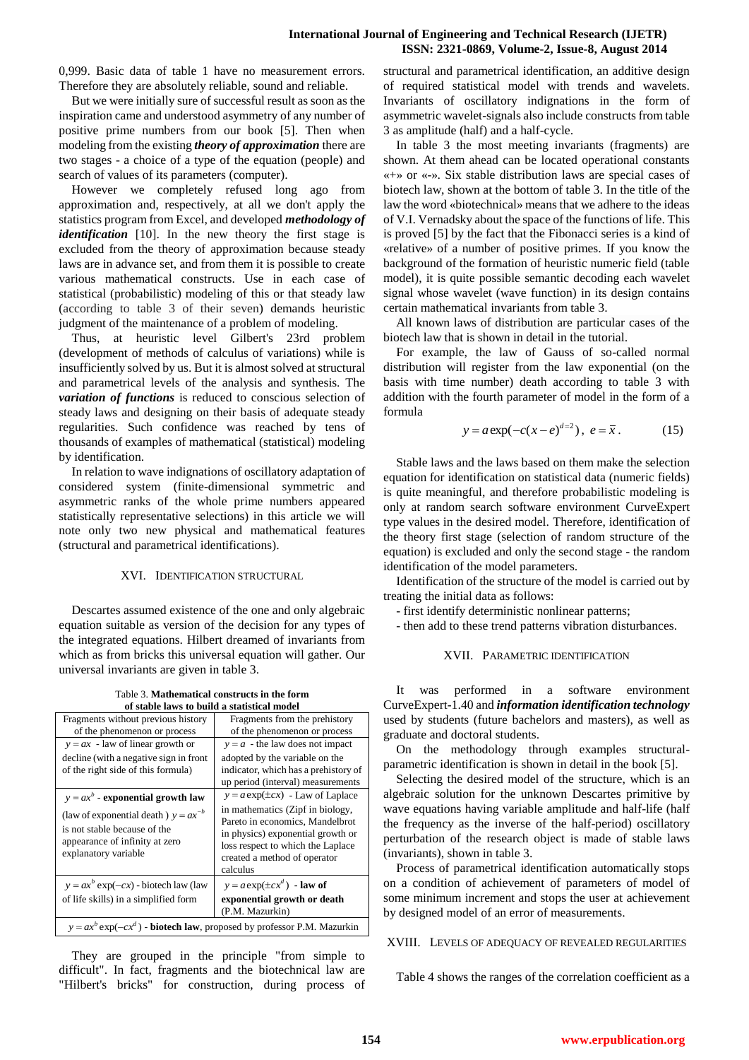0,999. Basic data of table 1 have no measurement errors. Therefore they are absolutely reliable, sound and reliable.

But we were initially sure of successful result as soon as the inspiration came and understood asymmetry of any number of positive prime numbers from our book [5]. Then when modeling from the existing ***theory of approximation*** there are two stages - a choice of a type of the equation (people) and search of values of its parameters (computer).

However we completely refused long ago from approximation and, respectively, at all we don't apply the statistics program from Excel, and developed ***methodology of identification*** [10]. In the new theory the first stage is excluded from the theory of approximation because steady laws are in advance set, and from them it is possible to create various mathematical constructs. Use in each case of statistical (probabilistic) modeling of this or that steady law (according to table 3 of their seven) demands heuristic judgment of the maintenance of a problem of modeling.

Thus, at heuristic level Gilbert's 23rd problem (development of methods of calculus of variations) while is insufficiently solved by us. But it is almost solved at structural and parametrical levels of the analysis and synthesis. The ***variation of functions*** is reduced to conscious selection of steady laws and designing on their basis of adequate steady regularities. Such confidence was reached by tens of thousands of examples of mathematical (statistical) modeling by identification.

In relation to wave indignations of oscillatory adaptation of considered system (finite-dimensional symmetric and asymmetric ranks of the whole prime numbers appeared statistically representative selections) in this article we will note only two new physical and mathematical features (structural and parametrical identifications).

## XVI. Identification structural

Descartes assumed existence of the one and only algebraic equation suitable as version of the decision for any types of the integrated equations. Hilbert dreamed of invariants from which as from bricks this universal equation will gather. Our universal invariants are given in table 3.

Table 3. **Mathematical constructs in the form of stable laws to build a statistical model**

| Fragments without previous history of the phenomenon or process | Fragments from the prehistory of the phenomenon or process |
|---|---|
| $y = ax$ - law of linear growth or decline (with a negative sign in front of the right side of this formula) | $y = a$ - the law does not impact adopted by the variable on the indicator, which has a prehistory of up period (interval) measurements |
| $y = ax^b$ - **exponential growth law** (law of exponential death ) $y = ax^{-b}$ is not stable because of the appearance of infinity at zero explanatory variable | $y = a\exp(\pm cx)$ - Law of Laplace in mathematics (Zipf in biology, Pareto in economics, Mandelbrot in physics) exponential growth or loss respect to which the Laplace created a method of operator calculus |
| $y = ax^b \exp(-cx)$ - biotech law (law of life skills) in a simplified form | $y = a\exp(\pm cx^d)$ - **law of exponential growth or death** (P.M. Mazurkin) |
| $y = ax^b \exp(-cx^d)$ - **biotech law**, proposed by professor P.M. Mazurkin | |

They are grouped in the principle "from simple to difficult". In fact, fragments and the biotechnical law are "Hilbert's bricks" for construction, during process of structural and parametrical identification, an additive design of required statistical model with trends and wavelets. Invariants of oscillatory indignations in the form of asymmetric wavelet-signals also include constructs from table 3 as amplitude (half) and a half-cycle.

In table 3 the most meeting invariants (fragments) are shown. At them ahead can be located operational constants «+» or «-». Six stable distribution laws are special cases of biotech law, shown at the bottom of table 3. In the title of the law the word «biotechnical» means that we adhere to the ideas of V.I. Vernadsky about the space of the functions of life. This is proved [5] by the fact that the Fibonacci series is a kind of «relative» of a number of positive primes. If you know the background of the formation of heuristic numeric field (table model), it is quite possible semantic decoding each wavelet signal whose wavelet (wave function) in its design contains certain mathematical invariants from table 3.

All known laws of distribution are particular cases of the biotech law that is shown in detail in the tutorial.

For example, the law of Gauss of so-called normal distribution will register from the law exponential (on the basis with time number) death according to table 3 with addition with the fourth parameter of model in the form of a formula

$$y = a\exp(-c(x-e)^{d=2}), \; e = \bar{x}. \qquad (15)$$

Stable laws and the laws based on them make the selection equation for identification on statistical data (numeric fields) is quite meaningful, and therefore probabilistic modeling is only at random search software environment CurveExpert type values in the desired model. Therefore, identification of the theory first stage (selection of random structure of the equation) is excluded and only the second stage - the random identification of the model parameters.

Identification of the structure of the model is carried out by treating the initial data as follows:

- first identify deterministic nonlinear patterns;
- then add to these trend patterns vibration disturbances.

## XVII. Parametric identification

It was performed in a software environment CurveExpert-1.40 and ***information identification technology*** used by students (future bachelors and masters), as well as graduate and doctoral students.

On the methodology through examples structural-parametric identification is shown in detail in the book [5].

Selecting the desired model of the structure, which is an algebraic solution for the unknown Descartes primitive by wave equations having variable amplitude and half-life (half the frequency as the inverse of the half-period) oscillatory perturbation of the research object is made of stable laws (invariants), shown in table 3.

Process of parametrical identification automatically stops on a condition of achievement of parameters of model of some minimum increment and stops the user at achievement by designed model of an error of measurements.

## XVIII. Levels of adequacy of revealed regularities

Table 4 shows the ranges of the correlation coefficient as a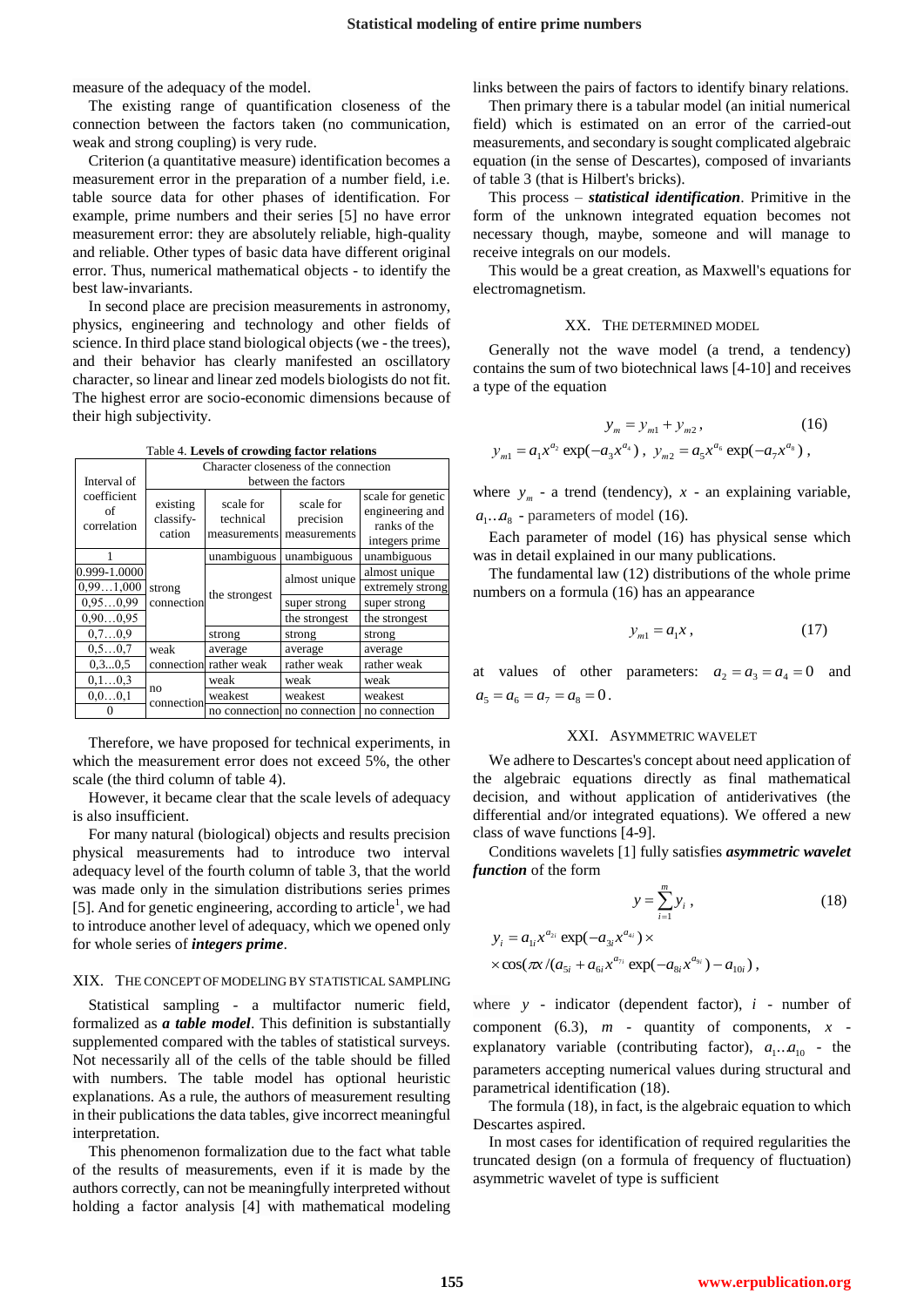measure of the adequacy of the model.

The existing range of quantification closeness of the connection between the factors taken (no communication, weak and strong coupling) is very rude.

Criterion (a quantitative measure) identification becomes a measurement error in the preparation of a number field, i.e. table source data for other phases of identification. For example, prime numbers and their series [5] no have error measurement error: they are absolutely reliable, high-quality and reliable. Other types of basic data have different original error. Thus, numerical mathematical objects - to identify the best law-invariants.

In second place are precision measurements in astronomy, physics, engineering and technology and other fields of science. In third place stand biological objects (we - the trees), and their behavior has clearly manifested an oscillatory character, so linear and linear zed models biologists do not fit. The highest error are socio-economic dimensions because of their high subjectivity.

Table 4. **Levels of crowding factor relations**

| Interval of coefficient of correlation | Character closeness of the connection between the factors | | | |
|---|---|---|---|---|
| | existing classify-cation | scale for technical measurements | scale for precision measurements | scale for genetic engineering and ranks of the integers prime |
| 1 | strong connection | unambiguous | unambiguous | unambiguous |
| 0.999-1.0000 | | the strongest | almost unique | almost unique |
| 0,99…1,000 | | | | extremely strong |
| 0,95…0,99 | | | super strong | super strong |
| 0,90…0,95 | | | the strongest | the strongest |
| 0,7…0,9 | | strong | strong | strong |
| 0,5…0,7 | weak connection | average | average | average |
| 0,3...0,5 | | rather weak | rather weak | rather weak |
| 0,1…0,3 | no connection | weak | weak | weak |
| 0,0…0,1 | | weakest | weakest | weakest |
| 0 | | no connection | no connection | no connection |

Therefore, we have proposed for technical experiments, in which the measurement error does not exceed 5%, the other scale (the third column of table 4).

However, it became clear that the scale levels of adequacy is also insufficient.

For many natural (biological) objects and results precision physical measurements had to introduce two interval adequacy level of the fourth column of table 3, that the world was made only in the simulation distributions series primes [5]. And for genetic engineering, according to article[1], we had to introduce another level of adequacy, which we opened only for whole series of ***integers prime***.

## XIX. The Concept of Modeling by Statistical Sampling

Statistical sampling - a multifactor numeric field, formalized as ***a table model***. This definition is substantially supplemented compared with the tables of statistical surveys. Not necessarily all of the cells of the table should be filled with numbers. The table model has optional heuristic explanations. As a rule, the authors of measurement resulting in their publications the data tables, give incorrect meaningful interpretation.

This phenomenon formalization due to the fact what table of the results of measurements, even if it is made by the authors correctly, can not be meaningfully interpreted without holding a factor analysis [4] with mathematical modeling links between the pairs of factors to identify binary relations.

Then primary there is a tabular model (an initial numerical field) which is estimated on an error of the carried-out measurements, and secondary is sought complicated algebraic equation (in the sense of Descartes), composed of invariants of table 3 (that is Hilbert's bricks).

This process – ***statistical identification***. Primitive in the form of the unknown integrated equation becomes not necessary though, maybe, someone and will manage to receive integrals on our models.

This would be a great creation, as Maxwell's equations for electromagnetism.

## XX. The Determined Model

Generally not the wave model (a trend, a tendency) contains the sum of two biotechnical laws [4-10] and receives a type of the equation

$$y_m = y_{m1} + y_{m2}, \tag{16}$$

$$y_{m1} = a_1 x^{a_2} \exp(-a_3 x^{a_4}), \; y_{m2} = a_5 x^{a_6} \exp(-a_7 x^{a_8}),$$

where $y_m$ - a trend (tendency), $x$ - an explaining variable, $a_1 .. a_8$ - parameters of model (16).

Each parameter of model (16) has physical sense which was in detail explained in our many publications.

The fundamental law (12) distributions of the whole prime numbers on a formula (16) has an appearance

$$y_{m1} = a_1 x, \tag{17}$$

at values of other parameters: $a_2 = a_3 = a_4 = 0$ and $a_5 = a_6 = a_7 = a_8 = 0$.

## XXI. Asymmetric Wavelet

We adhere to Descartes's concept about need application of the algebraic equations directly as final mathematical decision, and without application of antiderivatives (the differential and/or integrated equations). We offered a new class of wave functions [4-9].

Conditions wavelets [1] fully satisfies ***asymmetric wavelet function*** of the form

$$y = \sum_{i=1}^{m} y_i, \tag{18}$$

$$y_i = a_{1i} x^{a_{2i}} \exp(-a_{3i} x^{a_{4i}}) \times$$
$$\times \cos(\pi x / (a_{5i} + a_{6i} x^{a_{7i}} \exp(-a_{8i} x^{a_{9i}}) - a_{10i}),$$

where $y$ - indicator (dependent factor), $i$ - number of component (6.3), $m$ - quantity of components, $x$ - explanatory variable (contributing factor), $a_1 .. a_{10}$ - the parameters accepting numerical values during structural and parametrical identification (18).

The formula (18), in fact, is the algebraic equation to which Descartes aspired.

In most cases for identification of required regularities the truncated design (on a formula of frequency of fluctuation) asymmetric wavelet of type is sufficient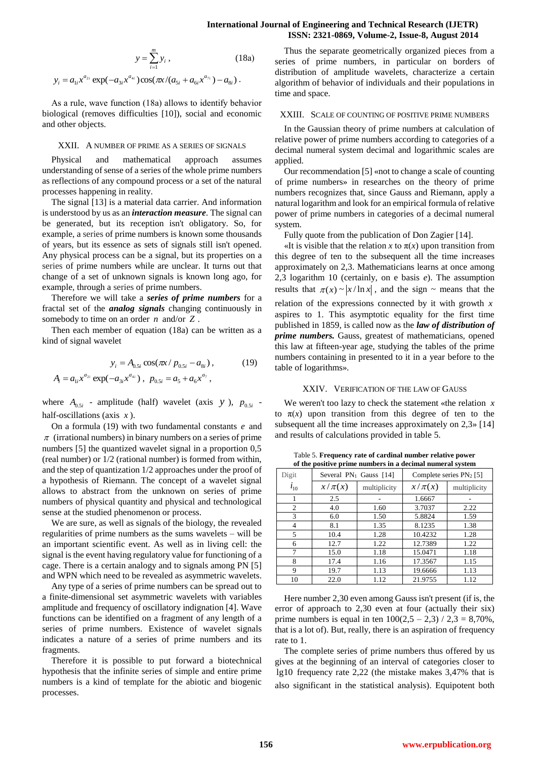$$y = \sum_{i=1}^{m} y_i , \qquad (18a)$$

$$y_i = a_{1i} x^{a_{2i}} \exp(-a_{3i} x^{a_{4i}}) \cos(\pi x / (a_{5i} + a_{6i} x^{a_{7i}}) - a_{8i}) .$$

As a rule, wave function (18a) allows to identify behavior biological (removes difficulties [10]), social and economic and other objects.

## XXII. A NUMBER OF PRIME AS A SERIES OF SIGNALS

Physical and mathematical approach assumes understanding of sense of a series of the whole prime numbers as reflections of any compound process or a set of the natural processes happening in reality.

The signal [13] is a material data carrier. And information is understood by us as an ***interaction measure***. The signal can be generated, but its reception isn't obligatory. So, for example, a series of prime numbers is known some thousands of years, but its essence as sets of signals still isn't opened. Any physical process can be a signal, but its properties on a series of prime numbers while are unclear. It turns out that change of a set of unknown signals is known long ago, for example, through a series of prime numbers.

Therefore we will take a ***series of prime numbers*** for a fractal set of the ***analog signals*** changing continuously in somebody to time on an order $n$ and/or $Z$ .

Then each member of equation (18a) can be written as a kind of signal wavelet

$$y_i = A_{0.5i} \cos(\pi x / p_{0.5i} - a_{8i}) , \qquad (19)$$

$$A_i = a_{1i} x^{a_{2i}} \exp(-a_{3i} x^{a_{4i}}) , \; p_{0.5i} = a_5 + a_6 x^{a_7} ,$$

where $A_{0.5i}$ - amplitude (half) wavelet (axis $y$ ), $p_{0.5i}$ - half-oscillations (axis $x$ ).

On a formula (19) with two fundamental constants $e$ and $\pi$ (irrational numbers) in binary numbers on a series of prime numbers [5] the quantized wavelet signal in a proportion 0,5 (real number) or 1/2 (rational number) is formed from within, and the step of quantization 1/2 approaches under the proof of a hypothesis of Riemann. The concept of a wavelet signal allows to abstract from the unknown on series of prime numbers of physical quantity and physical and technological sense at the studied phenomenon or process.

We are sure, as well as signals of the biology, the revealed regularities of prime numbers as the sums wavelets – will be an important scientific event. As well as in living cell: the signal is the event having regulatory value for functioning of a cage. There is a certain analogy and to signals among PN [5] and WPN which need to be revealed as asymmetric wavelets.

Any type of a series of prime numbers can be spread out to a finite-dimensional set asymmetric wavelets with variables amplitude and frequency of oscillatory indignation [4]. Wave functions can be identified on a fragment of any length of a series of prime numbers. Existence of wavelet signals indicates a nature of a series of prime numbers and its fragments.

Therefore it is possible to put forward a biotechnical hypothesis that the infinite series of simple and entire prime numbers is a kind of template for the abiotic and biogenic processes.

Thus the separate geometrically organized pieces from a series of prime numbers, in particular on borders of distribution of amplitude wavelets, characterize a certain algorithm of behavior of individuals and their populations in time and space.

## XXIII. SCALE OF COUNTING OF POSITIVE PRIME NUMBERS

In the Gaussian theory of prime numbers at calculation of relative power of prime numbers according to categories of a decimal numeral system decimal and logarithmic scales are applied.

Our recommendation [5] «not to change a scale of counting of prime numbers» in researches on the theory of prime numbers recognizes that, since Gauss and Riemann, apply a natural logarithm and look for an empirical formula of relative power of prime numbers in categories of a decimal numeral system.

Fully quote from the publication of Don Zagier [14].

«It is visible that the relation $x$ to $\pi(x)$ upon transition from this degree of ten to the subsequent all the time increases approximately on 2,3. Mathematicians learns at once among 2,3 logarithm 10 (certainly, on e basis $e$). The assumption results that $\pi(x) \sim |x / \ln x|$ , and the sign ~ means that the relation of the expressions connected by it with growth $x$ aspires to 1. This asymptotic equality for the first time published in 1859, is called now as the ***law of distribution of prime numbers.*** Gauss, greatest of mathematicians, opened this law at fifteen-year age, studying the tables of the prime numbers containing in presented to it in a year before to the table of logarithms».

## XXIV. VERIFICATION OF THE LAW OF GAUSS

We weren't too lazy to check the statement «the relation $x$ to $\pi(x)$ upon transition from this degree of ten to the subsequent all the time increases approximately on 2,3» [14] and results of calculations provided in table 5.

Table 5. **Frequency rate of cardinal number relative power of the positive prime numbers in a decimal numeral system**

| Digit | Several $PN_1$ Gauss [14] | | Complete series $PN_2$ [5] | |
|---|---|---|---|---|
| $i_{10}$ | $x / \pi(x)$ | multiplicity | $x / \pi(x)$ | multiplicity |
| 1 | 2.5 | - | 1.6667 | - |
| 2 | 4.0 | 1.60 | 3.7037 | 2.22 |
| 3 | 6.0 | 1.50 | 5.8824 | 1.59 |
| 4 | 8.1 | 1.35 | 8.1235 | 1.38 |
| 5 | 10.4 | 1.28 | 10.4232 | 1.28 |
| 6 | 12.7 | 1.22 | 12.7389 | 1.22 |
| 7 | 15.0 | 1.18 | 15.0471 | 1.18 |
| 8 | 17.4 | 1.16 | 17.3567 | 1.15 |
| 9 | 19.7 | 1.13 | 19.6666 | 1.13 |
| 10 | 22.0 | 1.12 | 21.9755 | 1.12 |

Here number 2,30 even among Gauss isn't present (if is, the error of approach to 2,30 even at four (actually their six) prime numbers is equal in ten $100(2,5 – 2,3) / 2,3 = 8,70\%$, that is a lot of). But, really, there is an aspiration of frequency rate to 1.

The complete series of prime numbers thus offered by us gives at the beginning of an interval of categories closer to $\lg 10$ frequency rate 2,22 (the mistake makes 3,47% that is also significant in the statistical analysis). Equipotent both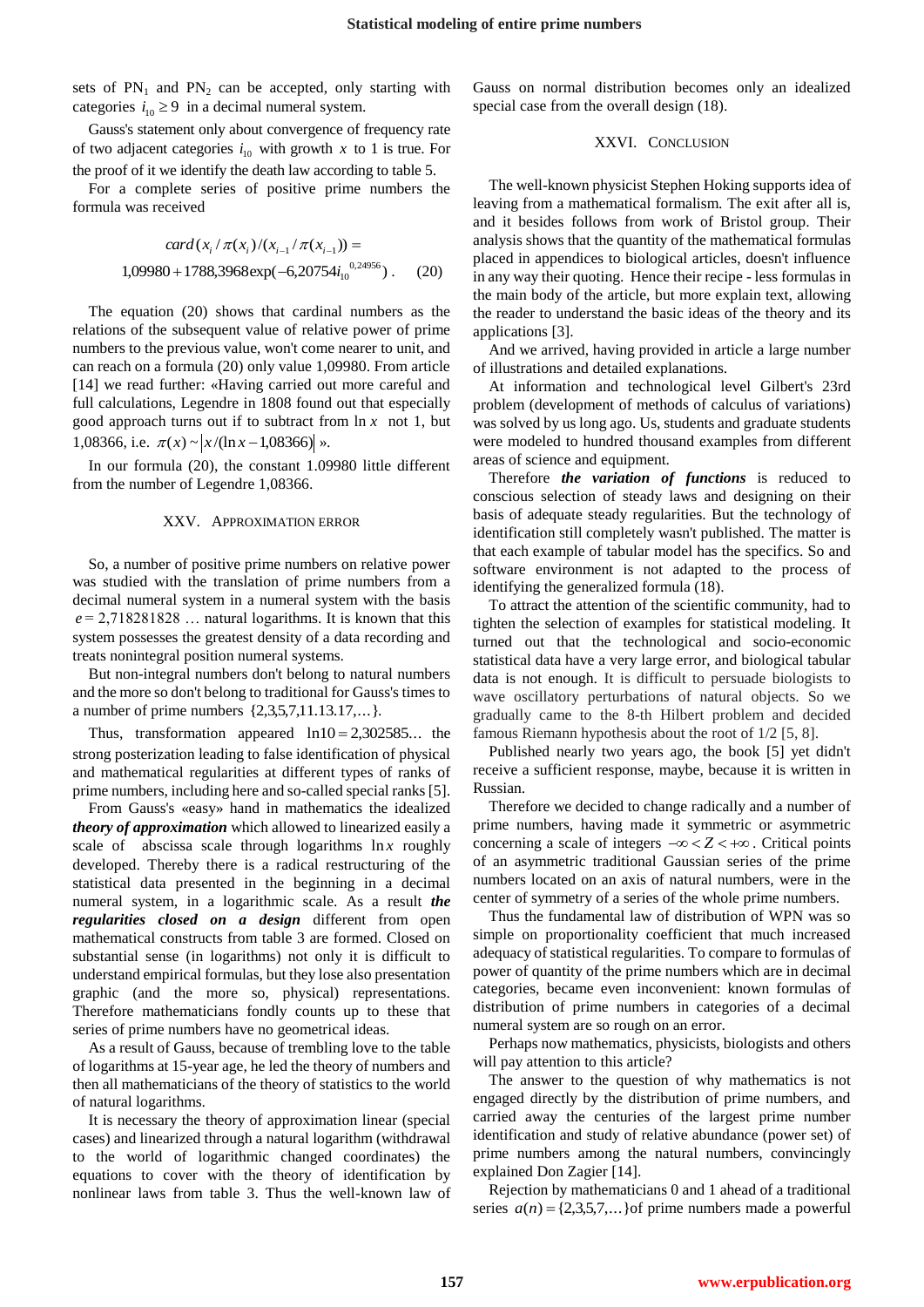sets of $PN_1$ and $PN_2$ can be accepted, only starting with categories $i_{10} \geq 9$ in a decimal numeral system.

Gauss's statement only about convergence of frequency rate of two adjacent categories $i_{10}$ with growth $x$ to 1 is true. For the proof of it we identify the death law according to table 5.

For a complete series of positive prime numbers the formula was received

$$card(x_i / \pi(x_i) / (x_{i-1} / \pi(x_{i-1})) =$$
$$1{,}09980 + 1788{,}3968 \exp(-6{,}20754 i_{10}^{\ 0{,}24956}) . \quad (20)$$

The equation (20) shows that cardinal numbers as the relations of the subsequent value of relative power of prime numbers to the previous value, won't come nearer to unit, and can reach on a formula (20) only value 1,09980. From article [14] we read further: «Having carried out more careful and full calculations, Legendre in 1808 found out that especially good approach turns out if to subtract from $\ln x$ not 1, but 1,08366, i.e. $\pi(x) \sim |x / (\ln x - 1{,}08366)|$ ».

In our formula (20), the constant 1.09980 little different from the number of Legendre 1,08366.

## XXV. Approximation Error

So, a number of positive prime numbers on relative power was studied with the translation of prime numbers from a decimal numeral system in a numeral system with the basis $e = 2{,}718281828 \ldots$ natural logarithms. It is known that this system possesses the greatest density of a data recording and treats nonintegral position numeral systems.

But non-integral numbers don't belong to natural numbers and the more so don't belong to traditional for Gauss's times to a number of prime numbers $\{2,3,5,7,11.13.17,\ldots\}$.

Thus, transformation appeared $\ln 10 = 2{,}302585\ldots$ the strong posterization leading to false identification of physical and mathematical regularities at different types of ranks of prime numbers, including here and so-called special ranks [5].

From Gauss's «easy» hand in mathematics the idealized ***theory of approximation*** which allowed to linearized easily a scale of abscissa scale through logarithms $\ln x$ roughly developed. Thereby there is a radical restructuring of the statistical data presented in the beginning in a decimal numeral system, in a logarithmic scale. As a result ***the regularities closed on a design*** different from open mathematical constructs from table 3 are formed. Closed on substantial sense (in logarithms) not only it is difficult to understand empirical formulas, but they lose also presentation graphic (and the more so, physical) representations. Therefore mathematicians fondly counts up to these that series of prime numbers have no geometrical ideas.

As a result of Gauss, because of trembling love to the table of logarithms at 15-year age, he led the theory of numbers and then all mathematicians of the theory of statistics to the world of natural logarithms.

It is necessary the theory of approximation linear (special cases) and linearized through a natural logarithm (withdrawal to the world of logarithmic changed coordinates) the equations to cover with the theory of identification by nonlinear laws from table 3. Thus the well-known law of Gauss on normal distribution becomes only an idealized special case from the overall design (18).

## XXVI. Conclusion

The well-known physicist Stephen Hoking supports idea of leaving from a mathematical formalism. The exit after all is, and it besides follows from work of Bristol group. Their analysis shows that the quantity of the mathematical formulas placed in appendices to biological articles, doesn't influence in any way their quoting. Hence their recipe - less formulas in the main body of the article, but more explain text, allowing the reader to understand the basic ideas of the theory and its applications [3].

And we arrived, having provided in article a large number of illustrations and detailed explanations.

At information and technological level Gilbert's 23rd problem (development of methods of calculus of variations) was solved by us long ago. Us, students and graduate students were modeled to hundred thousand examples from different areas of science and equipment.

Therefore ***the variation of functions*** is reduced to conscious selection of steady laws and designing on their basis of adequate steady regularities. But the technology of identification still completely wasn't published. The matter is that each example of tabular model has the specifics. So and software environment is not adapted to the process of identifying the generalized formula (18).

To attract the attention of the scientific community, had to tighten the selection of examples for statistical modeling. It turned out that the technological and socio-economic statistical data have a very large error, and biological tabular data is not enough. It is difficult to persuade biologists to wave oscillatory perturbations of natural objects. So we gradually came to the 8-th Hilbert problem and decided famous Riemann hypothesis about the root of 1/2 [5, 8].

Published nearly two years ago, the book [5] yet didn't receive a sufficient response, maybe, because it is written in Russian.

Therefore we decided to change radically and a number of prime numbers, having made it symmetric or asymmetric concerning a scale of integers $-\infty < Z < +\infty$. Critical points of an asymmetric traditional Gaussian series of the prime numbers located on an axis of natural numbers, were in the center of symmetry of a series of the whole prime numbers.

Thus the fundamental law of distribution of WPN was so simple on proportionality coefficient that much increased adequacy of statistical regularities. To compare to formulas of power of quantity of the prime numbers which are in decimal categories, became even inconvenient: known formulas of distribution of prime numbers in categories of a decimal numeral system are so rough on an error.

Perhaps now mathematics, physicists, biologists and others will pay attention to this article?

The answer to the question of why mathematics is not engaged directly by the distribution of prime numbers, and carried away the centuries of the largest prime number identification and study of relative abundance (power set) of prime numbers among the natural numbers, convincingly explained Don Zagier [14].

Rejection by mathematicians 0 and 1 ahead of a traditional series $a(n) = \{2,3,5,7,\ldots\}$ of prime numbers made a powerful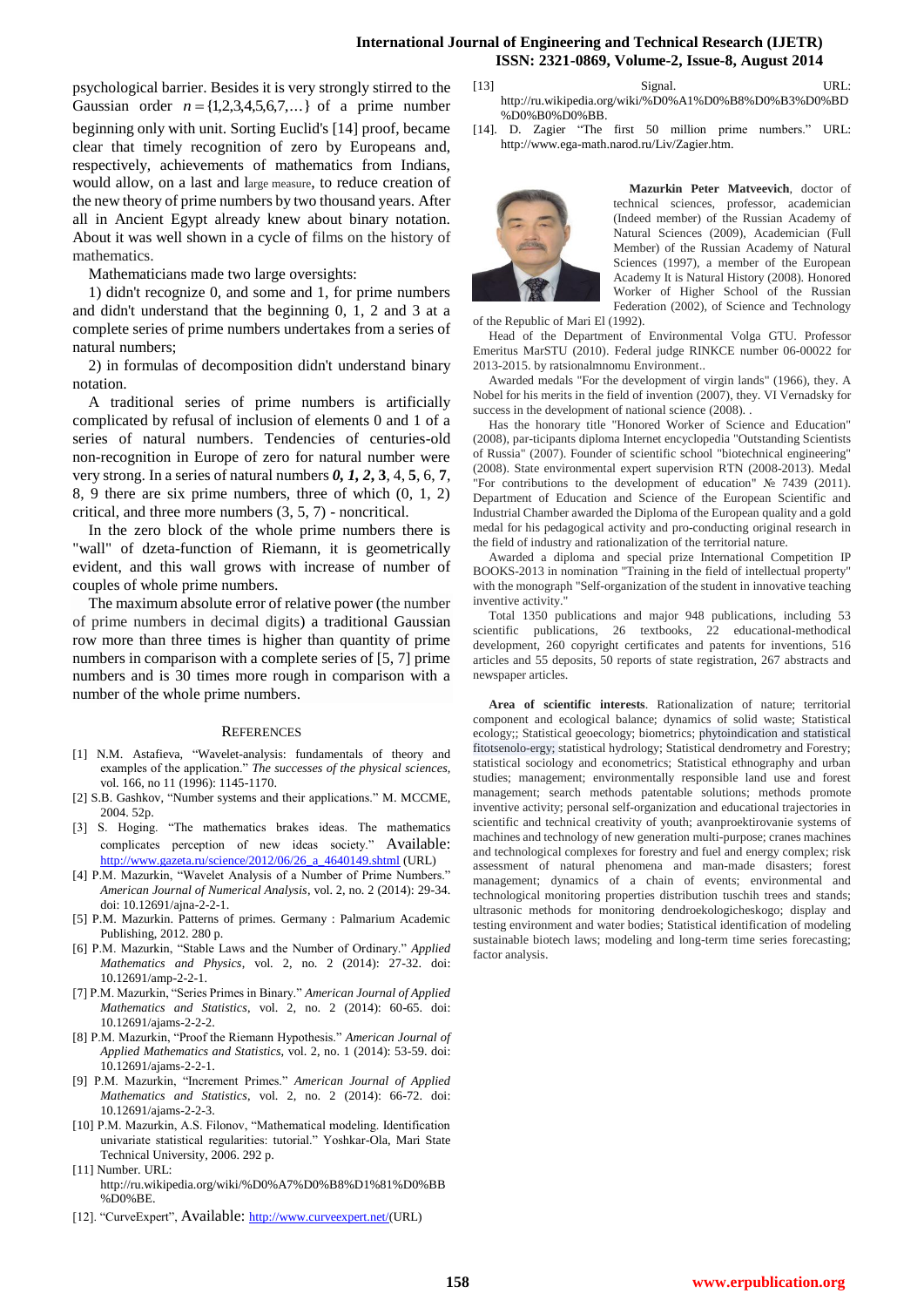psychological barrier. Besides it is very strongly stirred to the Gaussian order $n = \{1,2,3,4,5,6,7,...\}$ of a prime number beginning only with unit. Sorting Euclid's [14] proof, became clear that timely recognition of zero by Europeans and, respectively, achievements of mathematics from Indians, would allow, on a last and large measure, to reduce creation of the new theory of prime numbers by two thousand years. After all in Ancient Egypt already knew about binary notation. About it was well shown in a cycle of films on the history of mathematics.

Mathematicians made two large oversights:

1) didn't recognize 0, and some and 1, for prime numbers and didn't understand that the beginning 0, 1, 2 and 3 at a complete series of prime numbers undertakes from a series of natural numbers;

2) in formulas of decomposition didn't understand binary notation.

A traditional series of prime numbers is artificially complicated by refusal of inclusion of elements 0 and 1 of a series of natural numbers. Tendencies of centuries-old non-recognition in Europe of zero for natural number were very strong. In a series of natural numbers ***0, 1, 2***, **3**, 4, **5**, 6, **7**, 8, 9 there are six prime numbers, three of which (0, 1, 2) critical, and three more numbers (3, 5, 7) - noncritical.

In the zero block of the whole prime numbers there is "wall" of dzeta-function of Riemann, it is geometrically evident, and this wall grows with increase of number of couples of whole prime numbers.

The maximum absolute error of relative power (the number of prime numbers in decimal digits) a traditional Gaussian row more than three times is higher than quantity of prime numbers in comparison with a complete series of [5, 7] prime numbers and is 30 times more rough in comparison with a number of the whole prime numbers.

## References

[1] N.M. Astafieva, "Wavelet-analysis: fundamentals of theory and examples of the application." *The successes of the physical sciences*, vol. 166, no 11 (1996): 1145-1170.

[2] S.B. Gashkov, "Number systems and their applications." M. MCCME, 2004. 52p.

[3] S. Hoging. "The mathematics brakes ideas. The mathematics complicates perception of new ideas society." Available: http://www.gazeta.ru/science/2012/06/26_a_4640149.shtml (URL)

[4] P.M. Mazurkin, "Wavelet Analysis of a Number of Prime Numbers." *American Journal of Numerical Analysis*, vol. 2, no. 2 (2014): 29-34. doi: 10.12691/ajna-2-2-1.

[5] P.M. Mazurkin. Patterns of primes. Germany : Palmarium Academic Publishing, 2012. 280 p.

[6] P.M. Mazurkin, "Stable Laws and the Number of Ordinary." *Applied Mathematics and Physics*, vol. 2, no. 2 (2014): 27-32. doi: 10.12691/amp-2-2-1.

[7] P.M. Mazurkin, "Series Primes in Binary." *American Journal of Applied Mathematics and Statistics*, vol. 2, no. 2 (2014): 60-65. doi: 10.12691/ajams-2-2-2.

[8] P.M. Mazurkin, "Proof the Riemann Hypothesis." *American Journal of Applied Mathematics and Statistics*, vol. 2, no. 1 (2014): 53-59. doi: 10.12691/ajams-2-2-1.

[9] P.M. Mazurkin, "Increment Primes." *American Journal of Applied Mathematics and Statistics*, vol. 2, no. 2 (2014): 66-72. doi: 10.12691/ajams-2-2-3.

[10] P.M. Mazurkin, A.S. Filonov, "Mathematical modeling. Identification univariate statistical regularities: tutorial." Yoshkar-Ola, Mari State Technical University, 2006. 292 p.

[11] Number. URL: http://ru.wikipedia.org/wiki/%D0%A7%D0%B8%D1%81%D0%BB%D0%BE.

[12]. "CurveExpert", Available: http://www.curveexpert.net/(URL)

[13] Signal. URL: http://ru.wikipedia.org/wiki/%D0%A1%D0%B8%D0%B3%D0%BD%D0%B0%D0%BB.

[14]. D. Zagier "The first 50 million prime numbers." URL: http://www.ega-math.narod.ru/Liv/Zagier.htm.

**Mazurkin Peter Matveevich**, doctor of technical sciences, professor, academician (Indeed member) of the Russian Academy of Natural Sciences (2009), Academician (Full Member) of the Russian Academy of Natural Sciences (1997), a member of the European Academy It is Natural History (2008). Honored Worker of Higher School of the Russian Federation (2002), of Science and Technology of the Republic of Mari El (1992).

Head of the Department of Environmental Volga GTU. Professor Emeritus MarSTU (2010). Federal judge RINKCE number 06-00022 for 2013-2015. by ratsionalmnomu Environment..

Awarded medals "For the development of virgin lands" (1966), they. A Nobel for his merits in the field of invention (2007), they. VI Vernadsky for success in the development of national science (2008). .

Has the honorary title "Honored Worker of Science and Education" (2008), par-ticipants diploma Internet encyclopedia "Outstanding Scientists of Russia" (2007). Founder of scientific school "biotechnical engineering" (2008). State environmental expert supervision RTN (2008-2013). Medal "For contributions to the development of education" № 7439 (2011). Department of Education and Science of the European Scientific and Industrial Chamber awarded the Diploma of the European quality and a gold medal for his pedagogical activity and pro-conducting original research in the field of industry and rationalization of the territorial nature.

Awarded a diploma and special prize International Competition IP BOOKS-2013 in nomination "Training in the field of intellectual property" with the monograph "Self-organization of the student in innovative teaching inventive activity."

Total 1350 publications and major 948 publications, including 53 scientific publications, 26 textbooks, 22 educational-methodical development, 260 copyright certificates and patents for inventions, 516 articles and 55 deposits, 50 reports of state registration, 267 abstracts and newspaper articles.

**Area of scientific interests**. Rationalization of nature; territorial component and ecological balance; dynamics of solid waste; Statistical ecology;; Statistical geoecology; biometrics; phytoindication and statistical fitotsenolo-ergy; statistical hydrology; Statistical dendrometry and Forestry; statistical sociology and econometrics; Statistical ethnography and urban studies; management; environmentally responsible land use and forest management; search methods patentable solutions; methods promote inventive activity; personal self-organization and educational trajectories in scientific and technical creativity of youth; avanproektirovanie systems of machines and technology of new generation multi-purpose; cranes machines and technological complexes for forestry and fuel and energy complex; risk assessment of natural phenomena and man-made disasters; forest management; dynamics of a chain of events; environmental and technological monitoring properties distribution tuschih trees and stands; ultrasonic methods for monitoring dendroekologicheskogo; display and testing environment and water bodies; Statistical identification of modeling sustainable biotech laws; modeling and long-term time series forecasting; factor analysis.